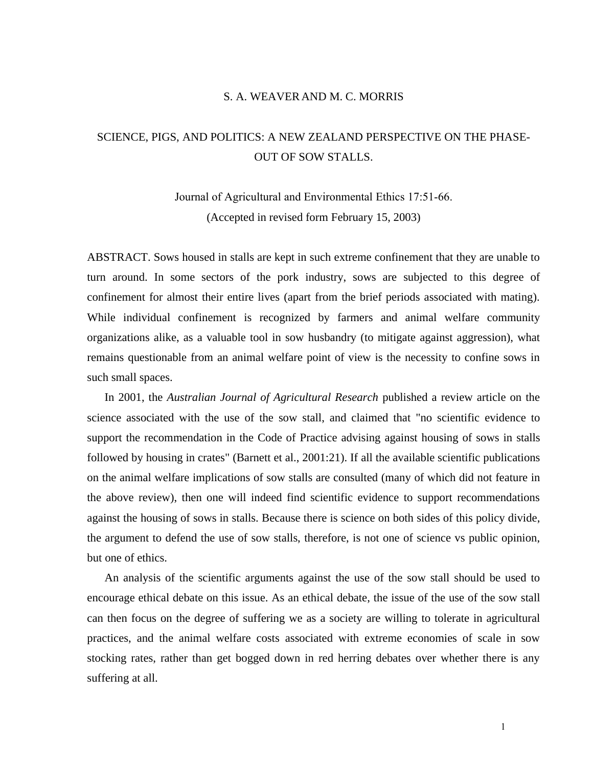S. A. WEAVER AND M. C. MORRIS

# SCIENCE, PIGS, AND POLITICS: A NEW ZEALAND PERSPECTIVE ON THE PHASE-OUT OF SOW STALLS.

Journal of Agricultural and Environmental Ethics 17:51-66.
(Accepted in revised form February 15, 2003)

ABSTRACT. Sows housed in stalls are kept in such extreme confinement that they are unable to turn around. In some sectors of the pork industry, sows are subjected to this degree of confinement for almost their entire lives (apart from the brief periods associated with mating). While individual confinement is recognized by farmers and animal welfare community organizations alike, as a valuable tool in sow husbandry (to mitigate against aggression), what remains questionable from an animal welfare point of view is the necessity to confine sows in such small spaces.

In 2001, the *Australian Journal of Agricultural Research* published a review article on the science associated with the use of the sow stall, and claimed that "no scientific evidence to support the recommendation in the Code of Practice advising against housing of sows in stalls followed by housing in crates" (Barnett et al., 2001:21). If all the available scientific publications on the animal welfare implications of sow stalls are consulted (many of which did not feature in the above review), then one will indeed find scientific evidence to support recommendations against the housing of sows in stalls. Because there is science on both sides of this policy divide, the argument to defend the use of sow stalls, therefore, is not one of science vs public opinion, but one of ethics.

An analysis of the scientific arguments against the use of the sow stall should be used to encourage ethical debate on this issue. As an ethical debate, the issue of the use of the sow stall can then focus on the degree of suffering we as a society are willing to tolerate in agricultural practices, and the animal welfare costs associated with extreme economies of scale in sow stocking rates, rather than get bogged down in red herring debates over whether there is any suffering at all.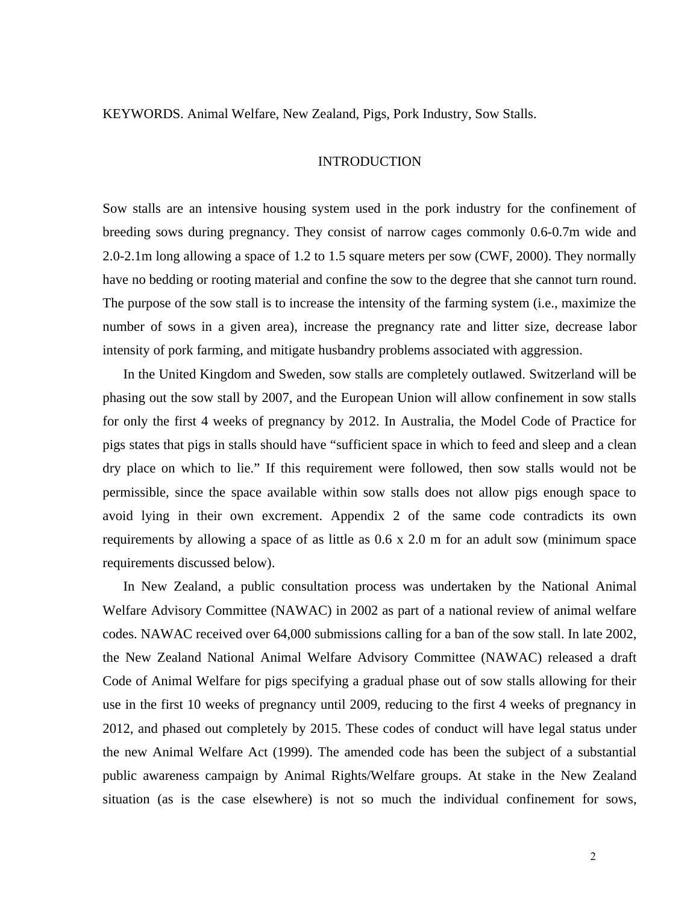KEYWORDS. Animal Welfare, New Zealand, Pigs, Pork Industry, Sow Stalls.

## INTRODUCTION

Sow stalls are an intensive housing system used in the pork industry for the confinement of breeding sows during pregnancy. They consist of narrow cages commonly 0.6-0.7m wide and 2.0-2.1m long allowing a space of 1.2 to 1.5 square meters per sow (CWF, 2000). They normally have no bedding or rooting material and confine the sow to the degree that she cannot turn round. The purpose of the sow stall is to increase the intensity of the farming system (i.e., maximize the number of sows in a given area), increase the pregnancy rate and litter size, decrease labor intensity of pork farming, and mitigate husbandry problems associated with aggression.

In the United Kingdom and Sweden, sow stalls are completely outlawed. Switzerland will be phasing out the sow stall by 2007, and the European Union will allow confinement in sow stalls for only the first 4 weeks of pregnancy by 2012. In Australia, the Model Code of Practice for pigs states that pigs in stalls should have "sufficient space in which to feed and sleep and a clean dry place on which to lie." If this requirement were followed, then sow stalls would not be permissible, since the space available within sow stalls does not allow pigs enough space to avoid lying in their own excrement. Appendix 2 of the same code contradicts its own requirements by allowing a space of as little as 0.6 x 2.0 m for an adult sow (minimum space requirements discussed below).

In New Zealand, a public consultation process was undertaken by the National Animal Welfare Advisory Committee (NAWAC) in 2002 as part of a national review of animal welfare codes. NAWAC received over 64,000 submissions calling for a ban of the sow stall. In late 2002, the New Zealand National Animal Welfare Advisory Committee (NAWAC) released a draft Code of Animal Welfare for pigs specifying a gradual phase out of sow stalls allowing for their use in the first 10 weeks of pregnancy until 2009, reducing to the first 4 weeks of pregnancy in 2012, and phased out completely by 2015. These codes of conduct will have legal status under the new Animal Welfare Act (1999). The amended code has been the subject of a substantial public awareness campaign by Animal Rights/Welfare groups. At stake in the New Zealand situation (as is the case elsewhere) is not so much the individual confinement for sows,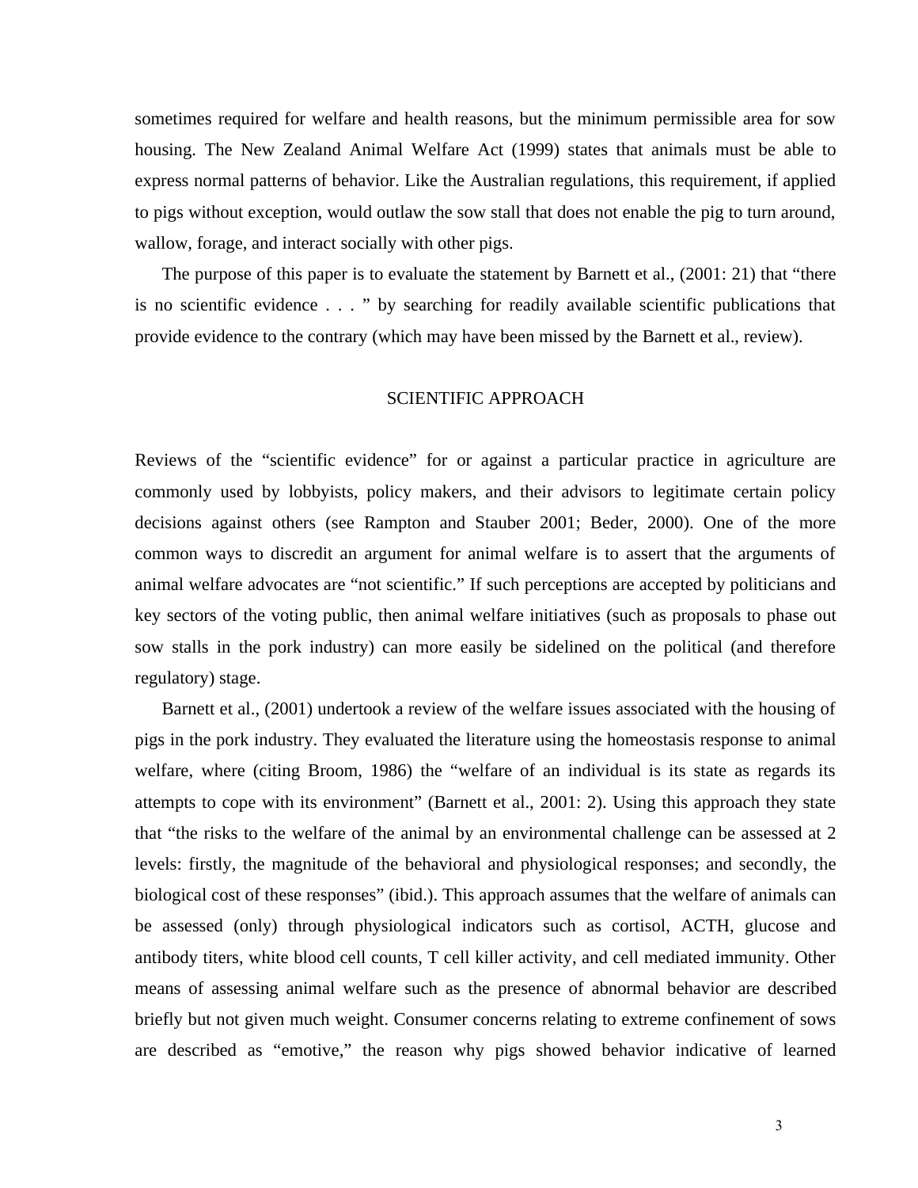sometimes required for welfare and health reasons, but the minimum permissible area for sow housing. The New Zealand Animal Welfare Act (1999) states that animals must be able to express normal patterns of behavior. Like the Australian regulations, this requirement, if applied to pigs without exception, would outlaw the sow stall that does not enable the pig to turn around, wallow, forage, and interact socially with other pigs.

The purpose of this paper is to evaluate the statement by Barnett et al., (2001: 21) that "there is no scientific evidence . . . " by searching for readily available scientific publications that provide evidence to the contrary (which may have been missed by the Barnett et al., review).

## SCIENTIFIC APPROACH

Reviews of the "scientific evidence" for or against a particular practice in agriculture are commonly used by lobbyists, policy makers, and their advisors to legitimate certain policy decisions against others (see Rampton and Stauber 2001; Beder, 2000). One of the more common ways to discredit an argument for animal welfare is to assert that the arguments of animal welfare advocates are "not scientific." If such perceptions are accepted by politicians and key sectors of the voting public, then animal welfare initiatives (such as proposals to phase out sow stalls in the pork industry) can more easily be sidelined on the political (and therefore regulatory) stage.

Barnett et al., (2001) undertook a review of the welfare issues associated with the housing of pigs in the pork industry. They evaluated the literature using the homeostasis response to animal welfare, where (citing Broom, 1986) the "welfare of an individual is its state as regards its attempts to cope with its environment" (Barnett et al., 2001: 2). Using this approach they state that "the risks to the welfare of the animal by an environmental challenge can be assessed at 2 levels: firstly, the magnitude of the behavioral and physiological responses; and secondly, the biological cost of these responses" (ibid.). This approach assumes that the welfare of animals can be assessed (only) through physiological indicators such as cortisol, ACTH, glucose and antibody titers, white blood cell counts, T cell killer activity, and cell mediated immunity. Other means of assessing animal welfare such as the presence of abnormal behavior are described briefly but not given much weight. Consumer concerns relating to extreme confinement of sows are described as "emotive," the reason why pigs showed behavior indicative of learned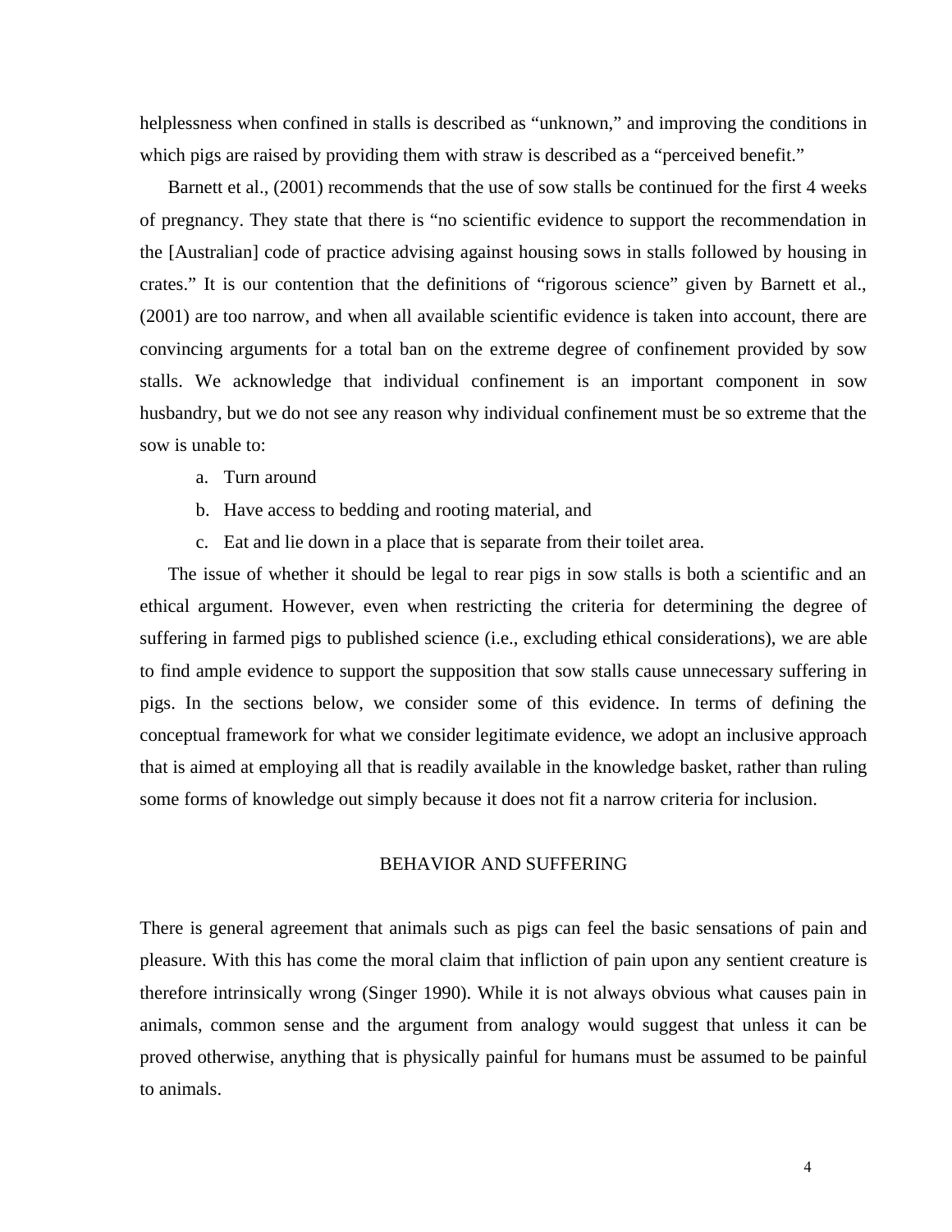helplessness when confined in stalls is described as “unknown,” and improving the conditions in which pigs are raised by providing them with straw is described as a “perceived benefit.”

Barnett et al., (2001) recommends that the use of sow stalls be continued for the first 4 weeks of pregnancy. They state that there is “no scientific evidence to support the recommendation in the [Australian] code of practice advising against housing sows in stalls followed by housing in crates.” It is our contention that the definitions of “rigorous science” given by Barnett et al., (2001) are too narrow, and when all available scientific evidence is taken into account, there are convincing arguments for a total ban on the extreme degree of confinement provided by sow stalls. We acknowledge that individual confinement is an important component in sow husbandry, but we do not see any reason why individual confinement must be so extreme that the sow is unable to:

a. Turn around
b. Have access to bedding and rooting material, and
c. Eat and lie down in a place that is separate from their toilet area.

The issue of whether it should be legal to rear pigs in sow stalls is both a scientific and an ethical argument. However, even when restricting the criteria for determining the degree of suffering in farmed pigs to published science (i.e., excluding ethical considerations), we are able to find ample evidence to support the supposition that sow stalls cause unnecessary suffering in pigs. In the sections below, we consider some of this evidence. In terms of defining the conceptual framework for what we consider legitimate evidence, we adopt an inclusive approach that is aimed at employing all that is readily available in the knowledge basket, rather than ruling some forms of knowledge out simply because it does not fit a narrow criteria for inclusion.

## BEHAVIOR AND SUFFERING

There is general agreement that animals such as pigs can feel the basic sensations of pain and pleasure. With this has come the moral claim that infliction of pain upon any sentient creature is therefore intrinsically wrong (Singer 1990). While it is not always obvious what causes pain in animals, common sense and the argument from analogy would suggest that unless it can be proved otherwise, anything that is physically painful for humans must be assumed to be painful to animals.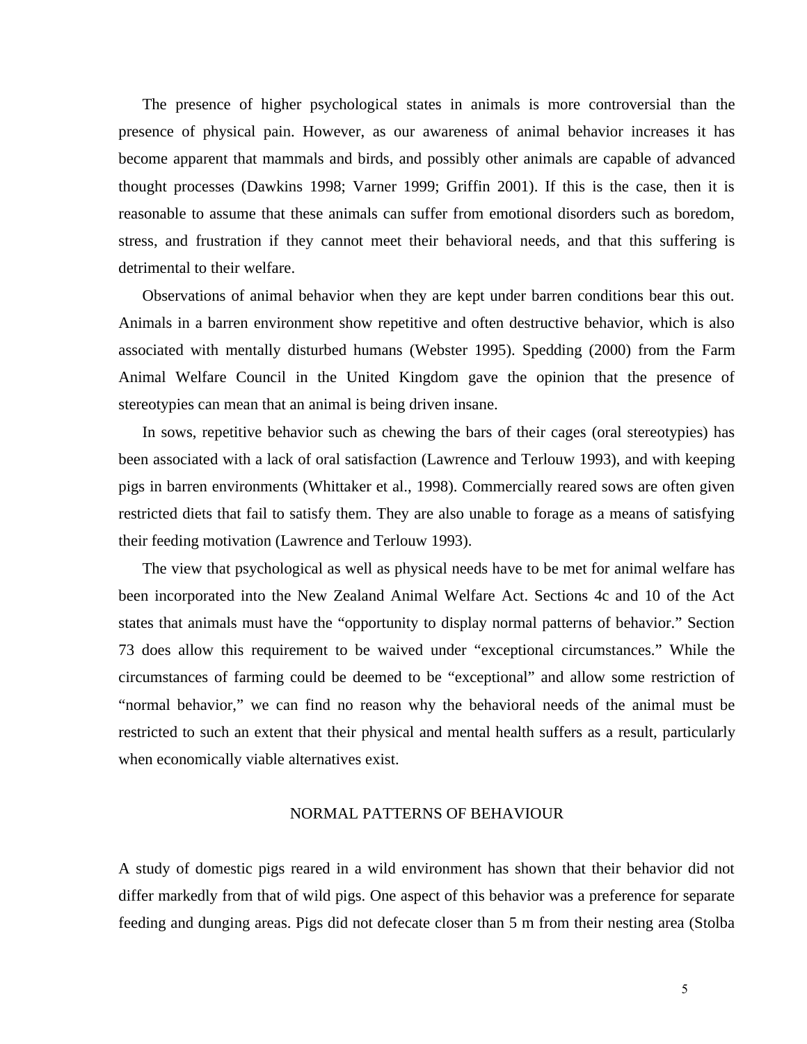The presence of higher psychological states in animals is more controversial than the presence of physical pain. However, as our awareness of animal behavior increases it has become apparent that mammals and birds, and possibly other animals are capable of advanced thought processes (Dawkins 1998; Varner 1999; Griffin 2001). If this is the case, then it is reasonable to assume that these animals can suffer from emotional disorders such as boredom, stress, and frustration if they cannot meet their behavioral needs, and that this suffering is detrimental to their welfare.

Observations of animal behavior when they are kept under barren conditions bear this out. Animals in a barren environment show repetitive and often destructive behavior, which is also associated with mentally disturbed humans (Webster 1995). Spedding (2000) from the Farm Animal Welfare Council in the United Kingdom gave the opinion that the presence of stereotypies can mean that an animal is being driven insane.

In sows, repetitive behavior such as chewing the bars of their cages (oral stereotypies) has been associated with a lack of oral satisfaction (Lawrence and Terlouw 1993), and with keeping pigs in barren environments (Whittaker et al., 1998). Commercially reared sows are often given restricted diets that fail to satisfy them. They are also unable to forage as a means of satisfying their feeding motivation (Lawrence and Terlouw 1993).

The view that psychological as well as physical needs have to be met for animal welfare has been incorporated into the New Zealand Animal Welfare Act. Sections 4c and 10 of the Act states that animals must have the "opportunity to display normal patterns of behavior." Section 73 does allow this requirement to be waived under "exceptional circumstances." While the circumstances of farming could be deemed to be "exceptional" and allow some restriction of "normal behavior," we can find no reason why the behavioral needs of the animal must be restricted to such an extent that their physical and mental health suffers as a result, particularly when economically viable alternatives exist.

## NORMAL PATTERNS OF BEHAVIOUR

A study of domestic pigs reared in a wild environment has shown that their behavior did not differ markedly from that of wild pigs. One aspect of this behavior was a preference for separate feeding and dunging areas. Pigs did not defecate closer than 5 m from their nesting area (Stolba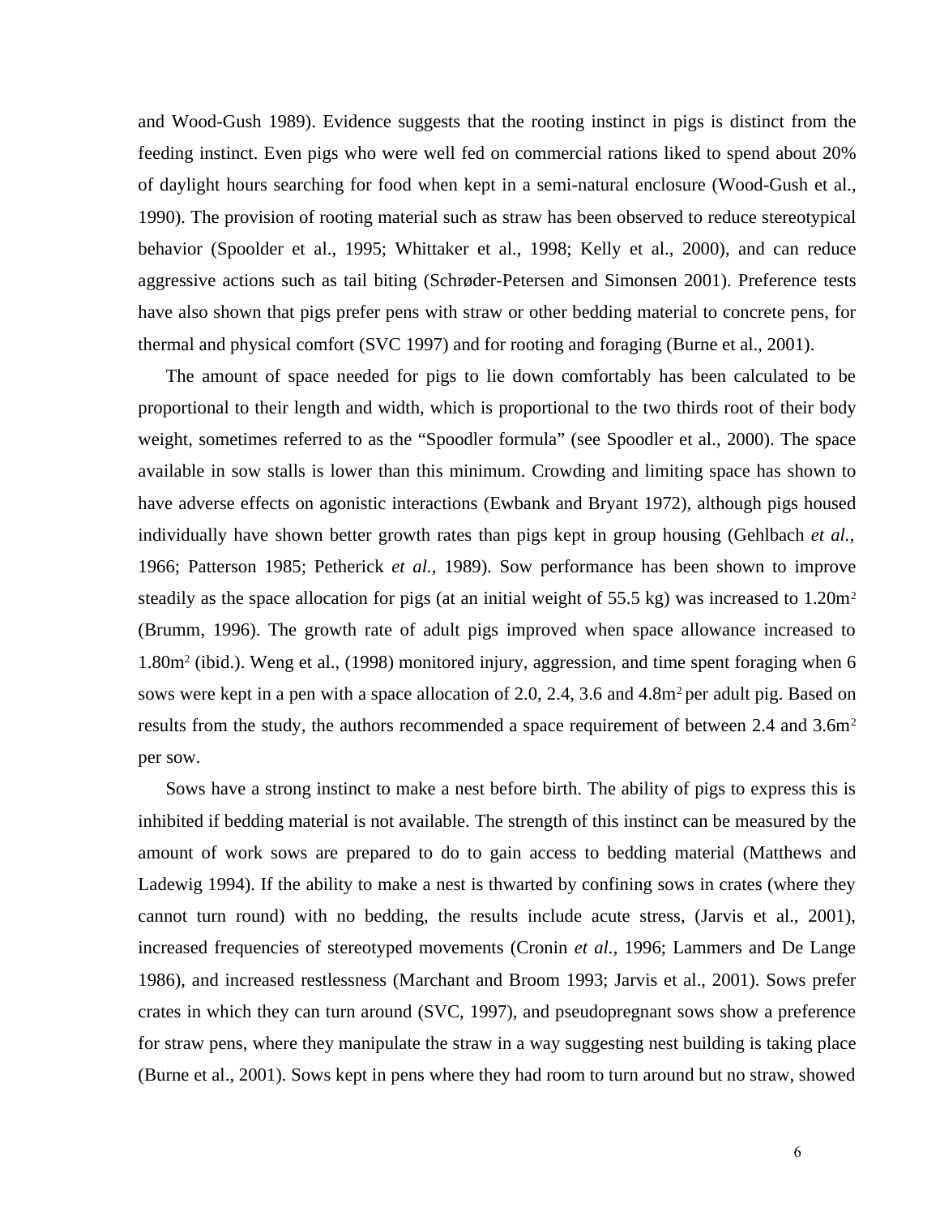and Wood-Gush 1989). Evidence suggests that the rooting instinct in pigs is distinct from the feeding instinct. Even pigs who were well fed on commercial rations liked to spend about 20% of daylight hours searching for food when kept in a semi-natural enclosure (Wood-Gush et al., 1990). The provision of rooting material such as straw has been observed to reduce stereotypical behavior (Spoolder et al., 1995; Whittaker et al., 1998; Kelly et al., 2000), and can reduce aggressive actions such as tail biting (Schrøder-Petersen and Simonsen 2001). Preference tests have also shown that pigs prefer pens with straw or other bedding material to concrete pens, for thermal and physical comfort (SVC 1997) and for rooting and foraging (Burne et al., 2001).

The amount of space needed for pigs to lie down comfortably has been calculated to be proportional to their length and width, which is proportional to the two thirds root of their body weight, sometimes referred to as the "Spoodler formula" (see Spoodler et al., 2000). The space available in sow stalls is lower than this minimum. Crowding and limiting space has shown to have adverse effects on agonistic interactions (Ewbank and Bryant 1972), although pigs housed individually have shown better growth rates than pigs kept in group housing (Gehlbach *et al.,* 1966; Patterson 1985; Petherick *et al.,* 1989). Sow performance has been shown to improve steadily as the space allocation for pigs (at an initial weight of 55.5 kg) was increased to 1.20m$^2$ (Brumm, 1996). The growth rate of adult pigs improved when space allowance increased to 1.80m$^2$ (ibid.). Weng et al., (1998) monitored injury, aggression, and time spent foraging when 6 sows were kept in a pen with a space allocation of 2.0, 2.4, 3.6 and 4.8m$^2$ per adult pig. Based on results from the study, the authors recommended a space requirement of between 2.4 and 3.6m$^2$ per sow.

Sows have a strong instinct to make a nest before birth. The ability of pigs to express this is inhibited if bedding material is not available. The strength of this instinct can be measured by the amount of work sows are prepared to do to gain access to bedding material (Matthews and Ladewig 1994). If the ability to make a nest is thwarted by confining sows in crates (where they cannot turn round) with no bedding, the results include acute stress, (Jarvis et al., 2001), increased frequencies of stereotyped movements (Cronin *et al.,* 1996; Lammers and De Lange 1986), and increased restlessness (Marchant and Broom 1993; Jarvis et al., 2001). Sows prefer crates in which they can turn around (SVC, 1997), and pseudopregnant sows show a preference for straw pens, where they manipulate the straw in a way suggesting nest building is taking place (Burne et al., 2001). Sows kept in pens where they had room to turn around but no straw, showed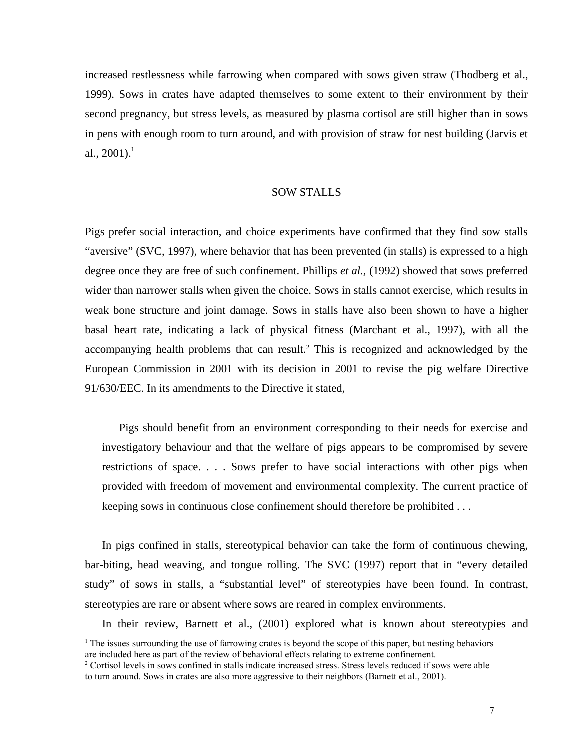increased restlessness while farrowing when compared with sows given straw (Thodberg et al., 1999). Sows in crates have adapted themselves to some extent to their environment by their second pregnancy, but stress levels, as measured by plasma cortisol are still higher than in sows in pens with enough room to turn around, and with provision of straw for nest building (Jarvis et al., 2001).[1]

## SOW STALLS

Pigs prefer social interaction, and choice experiments have confirmed that they find sow stalls "aversive" (SVC, 1997), where behavior that has been prevented (in stalls) is expressed to a high degree once they are free of such confinement. Phillips *et al.*, (1992) showed that sows preferred wider than narrower stalls when given the choice. Sows in stalls cannot exercise, which results in weak bone structure and joint damage. Sows in stalls have also been shown to have a higher basal heart rate, indicating a lack of physical fitness (Marchant et al., 1997), with all the accompanying health problems that can result.[2] This is recognized and acknowledged by the European Commission in 2001 with its decision in 2001 to revise the pig welfare Directive 91/630/EEC. In its amendments to the Directive it stated,

> Pigs should benefit from an environment corresponding to their needs for exercise and investigatory behaviour and that the welfare of pigs appears to be compromised by severe restrictions of space. . . . Sows prefer to have social interactions with other pigs when provided with freedom of movement and environmental complexity. The current practice of keeping sows in continuous close confinement should therefore be prohibited . . .

In pigs confined in stalls, stereotypical behavior can take the form of continuous chewing, bar-biting, head weaving, and tongue rolling. The SVC (1997) report that in "every detailed study" of sows in stalls, a "substantial level" of stereotypies have been found. In contrast, stereotypies are rare or absent where sows are reared in complex environments.

In their review, Barnett et al., (2001) explored what is known about stereotypies and

---

[1] The issues surrounding the use of farrowing crates is beyond the scope of this paper, but nesting behaviors are included here as part of the review of behavioral effects relating to extreme confinement.

[2] Cortisol levels in sows confined in stalls indicate increased stress. Stress levels reduced if sows were able to turn around. Sows in crates are also more aggressive to their neighbors (Barnett et al., 2001).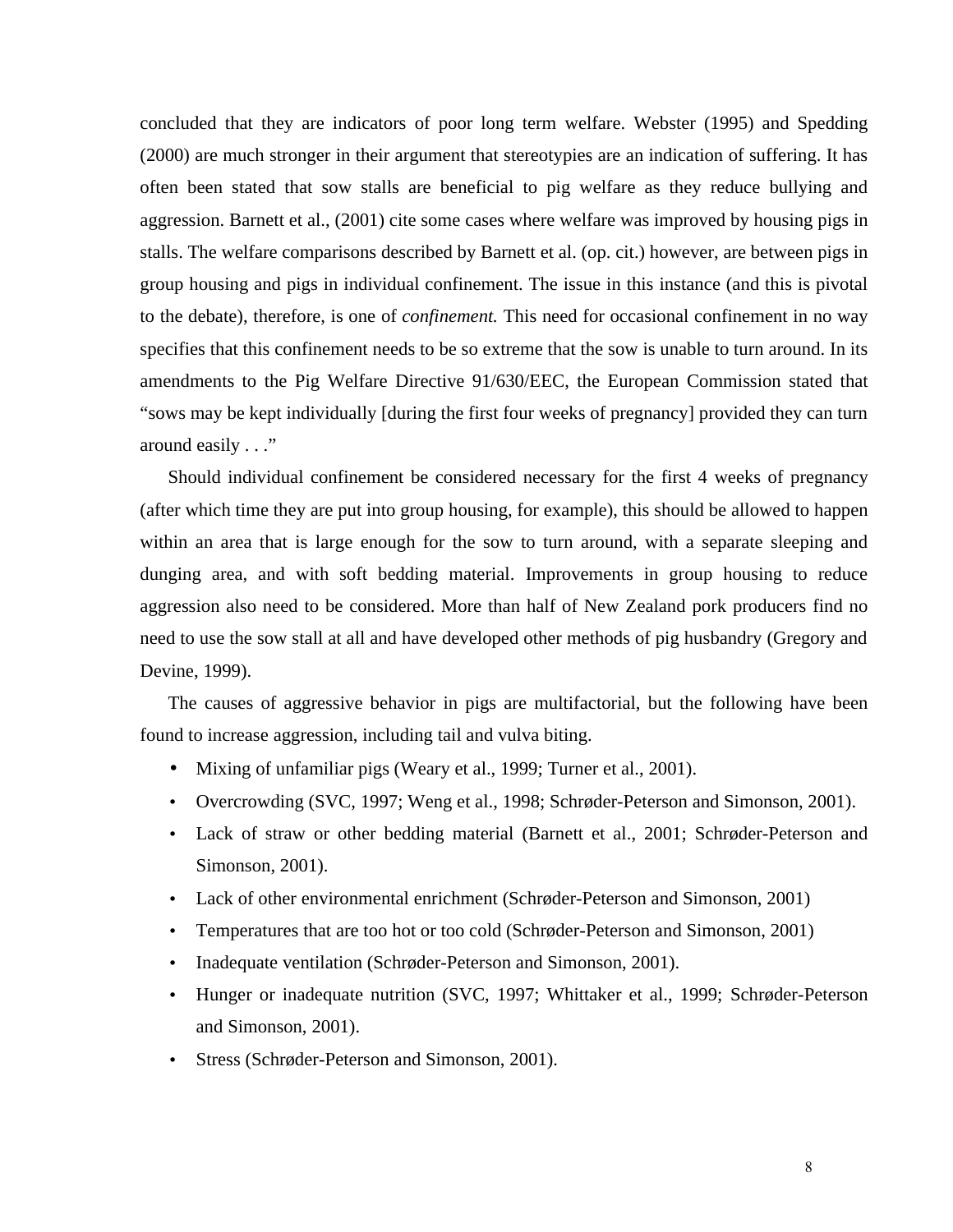concluded that they are indicators of poor long term welfare. Webster (1995) and Spedding (2000) are much stronger in their argument that stereotypies are an indication of suffering. It has often been stated that sow stalls are beneficial to pig welfare as they reduce bullying and aggression. Barnett et al., (2001) cite some cases where welfare was improved by housing pigs in stalls. The welfare comparisons described by Barnett et al. (op. cit.) however, are between pigs in group housing and pigs in individual confinement. The issue in this instance (and this is pivotal to the debate), therefore, is one of *confinement.* This need for occasional confinement in no way specifies that this confinement needs to be so extreme that the sow is unable to turn around. In its amendments to the Pig Welfare Directive 91/630/EEC, the European Commission stated that "sows may be kept individually [during the first four weeks of pregnancy] provided they can turn around easily . . ."

Should individual confinement be considered necessary for the first 4 weeks of pregnancy (after which time they are put into group housing, for example), this should be allowed to happen within an area that is large enough for the sow to turn around, with a separate sleeping and dunging area, and with soft bedding material. Improvements in group housing to reduce aggression also need to be considered. More than half of New Zealand pork producers find no need to use the sow stall at all and have developed other methods of pig husbandry (Gregory and Devine, 1999).

The causes of aggressive behavior in pigs are multifactorial, but the following have been found to increase aggression, including tail and vulva biting.

- Mixing of unfamiliar pigs (Weary et al., 1999; Turner et al., 2001).
- Overcrowding (SVC, 1997; Weng et al., 1998; Schrøder-Peterson and Simonson, 2001).
- Lack of straw or other bedding material (Barnett et al., 2001; Schrøder-Peterson and Simonson, 2001).
- Lack of other environmental enrichment (Schrøder-Peterson and Simonson, 2001)
- Temperatures that are too hot or too cold (Schrøder-Peterson and Simonson, 2001)
- Inadequate ventilation (Schrøder-Peterson and Simonson, 2001).
- Hunger or inadequate nutrition (SVC, 1997; Whittaker et al., 1999; Schrøder-Peterson and Simonson, 2001).
- Stress (Schrøder-Peterson and Simonson, 2001).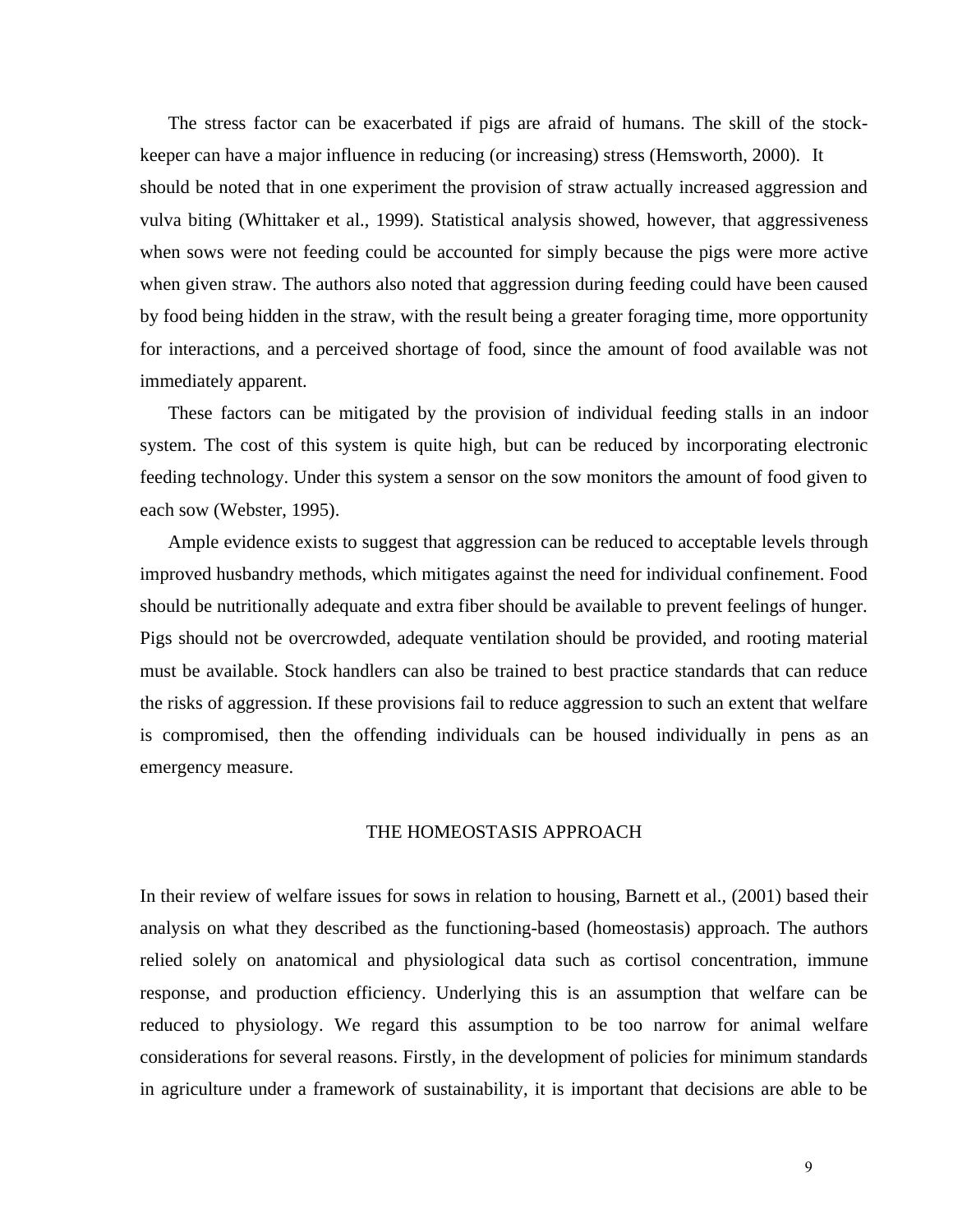The stress factor can be exacerbated if pigs are afraid of humans. The skill of the stock-keeper can have a major influence in reducing (or increasing) stress (Hemsworth, 2000). It should be noted that in one experiment the provision of straw actually increased aggression and vulva biting (Whittaker et al., 1999). Statistical analysis showed, however, that aggressiveness when sows were not feeding could be accounted for simply because the pigs were more active when given straw. The authors also noted that aggression during feeding could have been caused by food being hidden in the straw, with the result being a greater foraging time, more opportunity for interactions, and a perceived shortage of food, since the amount of food available was not immediately apparent.

These factors can be mitigated by the provision of individual feeding stalls in an indoor system. The cost of this system is quite high, but can be reduced by incorporating electronic feeding technology. Under this system a sensor on the sow monitors the amount of food given to each sow (Webster, 1995).

Ample evidence exists to suggest that aggression can be reduced to acceptable levels through improved husbandry methods, which mitigates against the need for individual confinement. Food should be nutritionally adequate and extra fiber should be available to prevent feelings of hunger. Pigs should not be overcrowded, adequate ventilation should be provided, and rooting material must be available. Stock handlers can also be trained to best practice standards that can reduce the risks of aggression. If these provisions fail to reduce aggression to such an extent that welfare is compromised, then the offending individuals can be housed individually in pens as an emergency measure.

## THE HOMEOSTASIS APPROACH

In their review of welfare issues for sows in relation to housing, Barnett et al., (2001) based their analysis on what they described as the functioning-based (homeostasis) approach. The authors relied solely on anatomical and physiological data such as cortisol concentration, immune response, and production efficiency. Underlying this is an assumption that welfare can be reduced to physiology. We regard this assumption to be too narrow for animal welfare considerations for several reasons. Firstly, in the development of policies for minimum standards in agriculture under a framework of sustainability, it is important that decisions are able to be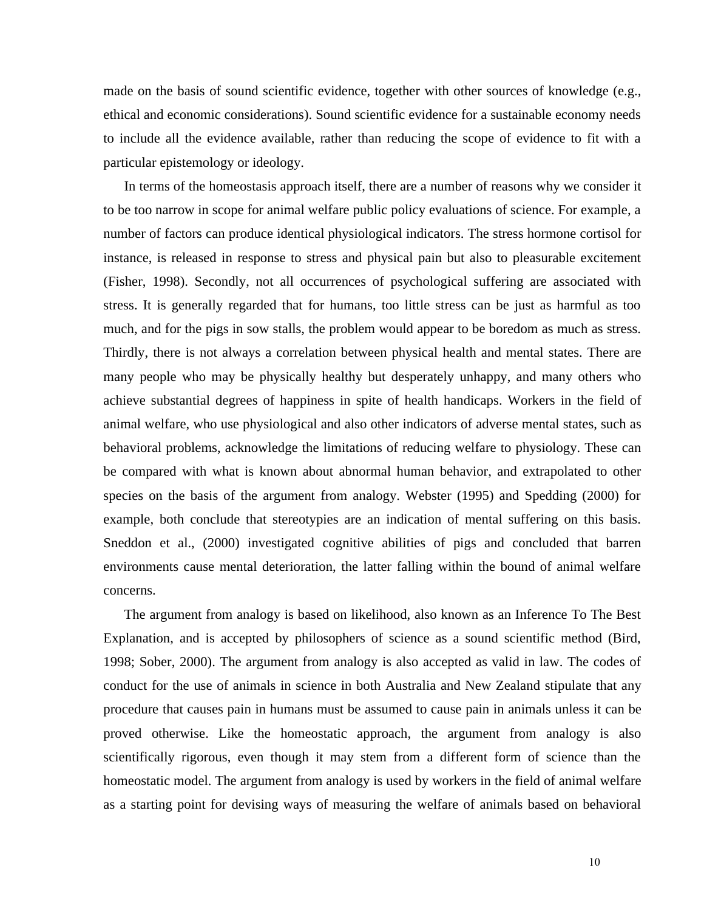made on the basis of sound scientific evidence, together with other sources of knowledge (e.g., ethical and economic considerations). Sound scientific evidence for a sustainable economy needs to include all the evidence available, rather than reducing the scope of evidence to fit with a particular epistemology or ideology.

In terms of the homeostasis approach itself, there are a number of reasons why we consider it to be too narrow in scope for animal welfare public policy evaluations of science. For example, a number of factors can produce identical physiological indicators. The stress hormone cortisol for instance, is released in response to stress and physical pain but also to pleasurable excitement (Fisher, 1998). Secondly, not all occurrences of psychological suffering are associated with stress. It is generally regarded that for humans, too little stress can be just as harmful as too much, and for the pigs in sow stalls, the problem would appear to be boredom as much as stress. Thirdly, there is not always a correlation between physical health and mental states. There are many people who may be physically healthy but desperately unhappy, and many others who achieve substantial degrees of happiness in spite of health handicaps. Workers in the field of animal welfare, who use physiological and also other indicators of adverse mental states, such as behavioral problems, acknowledge the limitations of reducing welfare to physiology. These can be compared with what is known about abnormal human behavior, and extrapolated to other species on the basis of the argument from analogy. Webster (1995) and Spedding (2000) for example, both conclude that stereotypies are an indication of mental suffering on this basis. Sneddon et al., (2000) investigated cognitive abilities of pigs and concluded that barren environments cause mental deterioration, the latter falling within the bound of animal welfare concerns.

The argument from analogy is based on likelihood, also known as an Inference To The Best Explanation, and is accepted by philosophers of science as a sound scientific method (Bird, 1998; Sober, 2000). The argument from analogy is also accepted as valid in law. The codes of conduct for the use of animals in science in both Australia and New Zealand stipulate that any procedure that causes pain in humans must be assumed to cause pain in animals unless it can be proved otherwise. Like the homeostatic approach, the argument from analogy is also scientifically rigorous, even though it may stem from a different form of science than the homeostatic model. The argument from analogy is used by workers in the field of animal welfare as a starting point for devising ways of measuring the welfare of animals based on behavioral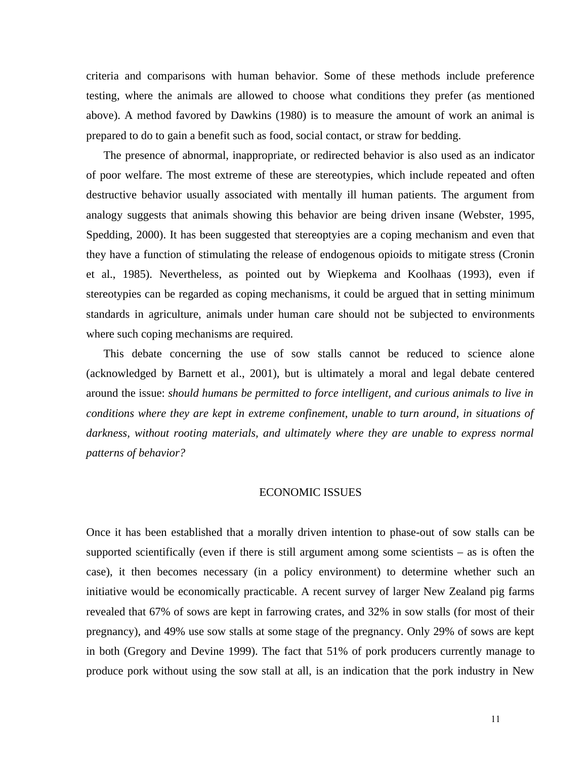criteria and comparisons with human behavior. Some of these methods include preference testing, where the animals are allowed to choose what conditions they prefer (as mentioned above). A method favored by Dawkins (1980) is to measure the amount of work an animal is prepared to do to gain a benefit such as food, social contact, or straw for bedding.

The presence of abnormal, inappropriate, or redirected behavior is also used as an indicator of poor welfare. The most extreme of these are stereotypies, which include repeated and often destructive behavior usually associated with mentally ill human patients. The argument from analogy suggests that animals showing this behavior are being driven insane (Webster, 1995, Spedding, 2000). It has been suggested that stereoptyies are a coping mechanism and even that they have a function of stimulating the release of endogenous opioids to mitigate stress (Cronin et al., 1985). Nevertheless, as pointed out by Wiepkema and Koolhaas (1993), even if stereotypies can be regarded as coping mechanisms, it could be argued that in setting minimum standards in agriculture, animals under human care should not be subjected to environments where such coping mechanisms are required.

This debate concerning the use of sow stalls cannot be reduced to science alone (acknowledged by Barnett et al., 2001), but is ultimately a moral and legal debate centered around the issue: *should humans be permitted to force intelligent, and curious animals to live in conditions where they are kept in extreme confinement, unable to turn around, in situations of darkness, without rooting materials, and ultimately where they are unable to express normal patterns of behavior?*

## ECONOMIC ISSUES

Once it has been established that a morally driven intention to phase-out of sow stalls can be supported scientifically (even if there is still argument among some scientists – as is often the case), it then becomes necessary (in a policy environment) to determine whether such an initiative would be economically practicable. A recent survey of larger New Zealand pig farms revealed that 67% of sows are kept in farrowing crates, and 32% in sow stalls (for most of their pregnancy), and 49% use sow stalls at some stage of the pregnancy. Only 29% of sows are kept in both (Gregory and Devine 1999). The fact that 51% of pork producers currently manage to produce pork without using the sow stall at all, is an indication that the pork industry in New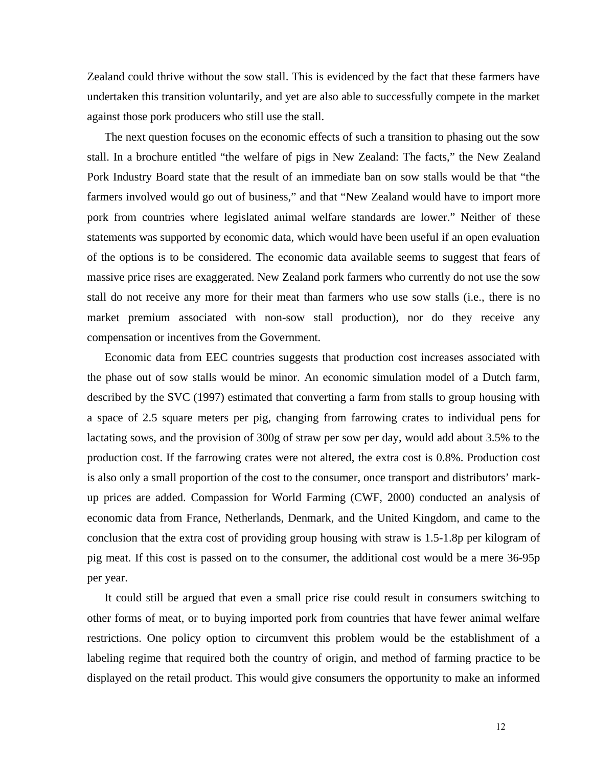Zealand could thrive without the sow stall. This is evidenced by the fact that these farmers have undertaken this transition voluntarily, and yet are also able to successfully compete in the market against those pork producers who still use the stall.

The next question focuses on the economic effects of such a transition to phasing out the sow stall. In a brochure entitled "the welfare of pigs in New Zealand: The facts," the New Zealand Pork Industry Board state that the result of an immediate ban on sow stalls would be that "the farmers involved would go out of business," and that "New Zealand would have to import more pork from countries where legislated animal welfare standards are lower." Neither of these statements was supported by economic data, which would have been useful if an open evaluation of the options is to be considered. The economic data available seems to suggest that fears of massive price rises are exaggerated. New Zealand pork farmers who currently do not use the sow stall do not receive any more for their meat than farmers who use sow stalls (i.e., there is no market premium associated with non-sow stall production), nor do they receive any compensation or incentives from the Government.

Economic data from EEC countries suggests that production cost increases associated with the phase out of sow stalls would be minor. An economic simulation model of a Dutch farm, described by the SVC (1997) estimated that converting a farm from stalls to group housing with a space of 2.5 square meters per pig, changing from farrowing crates to individual pens for lactating sows, and the provision of 300g of straw per sow per day, would add about 3.5% to the production cost. If the farrowing crates were not altered, the extra cost is 0.8%. Production cost is also only a small proportion of the cost to the consumer, once transport and distributors' mark-up prices are added. Compassion for World Farming (CWF, 2000) conducted an analysis of economic data from France, Netherlands, Denmark, and the United Kingdom, and came to the conclusion that the extra cost of providing group housing with straw is 1.5-1.8p per kilogram of pig meat. If this cost is passed on to the consumer, the additional cost would be a mere 36-95p per year.

It could still be argued that even a small price rise could result in consumers switching to other forms of meat, or to buying imported pork from countries that have fewer animal welfare restrictions. One policy option to circumvent this problem would be the establishment of a labeling regime that required both the country of origin, and method of farming practice to be displayed on the retail product. This would give consumers the opportunity to make an informed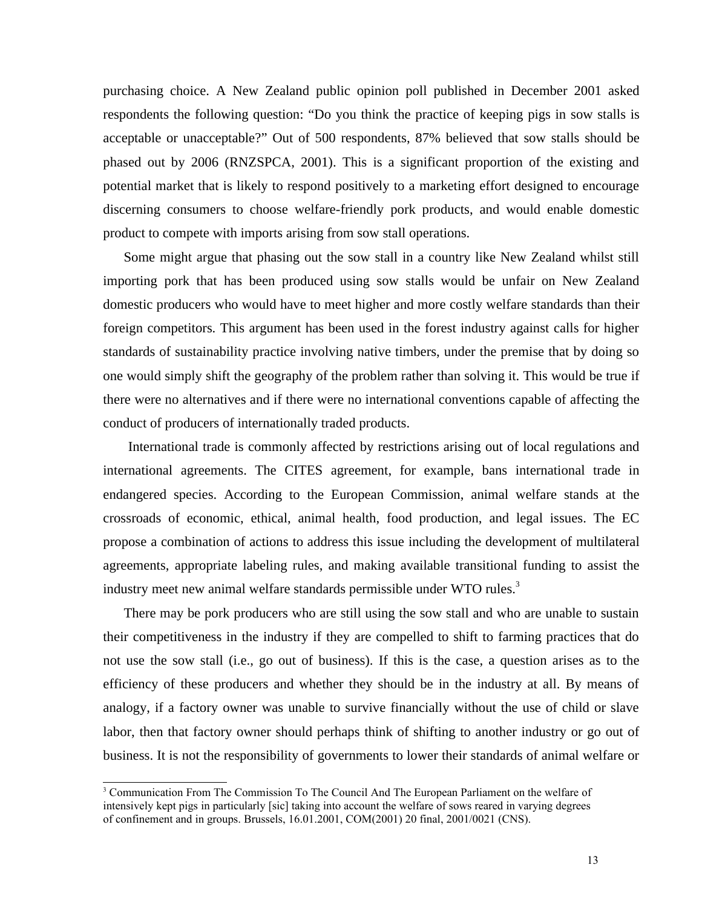purchasing choice. A New Zealand public opinion poll published in December 2001 asked respondents the following question: "Do you think the practice of keeping pigs in sow stalls is acceptable or unacceptable?" Out of 500 respondents, 87% believed that sow stalls should be phased out by 2006 (RNZSPCA, 2001). This is a significant proportion of the existing and potential market that is likely to respond positively to a marketing effort designed to encourage discerning consumers to choose welfare-friendly pork products, and would enable domestic product to compete with imports arising from sow stall operations.

Some might argue that phasing out the sow stall in a country like New Zealand whilst still importing pork that has been produced using sow stalls would be unfair on New Zealand domestic producers who would have to meet higher and more costly welfare standards than their foreign competitors. This argument has been used in the forest industry against calls for higher standards of sustainability practice involving native timbers, under the premise that by doing so one would simply shift the geography of the problem rather than solving it. This would be true if there were no alternatives and if there were no international conventions capable of affecting the conduct of producers of internationally traded products.

International trade is commonly affected by restrictions arising out of local regulations and international agreements. The CITES agreement, for example, bans international trade in endangered species. According to the European Commission, animal welfare stands at the crossroads of economic, ethical, animal health, food production, and legal issues. The EC propose a combination of actions to address this issue including the development of multilateral agreements, appropriate labeling rules, and making available transitional funding to assist the industry meet new animal welfare standards permissible under WTO rules.[3]

There may be pork producers who are still using the sow stall and who are unable to sustain their competitiveness in the industry if they are compelled to shift to farming practices that do not use the sow stall (i.e., go out of business). If this is the case, a question arises as to the efficiency of these producers and whether they should be in the industry at all. By means of analogy, if a factory owner was unable to survive financially without the use of child or slave labor, then that factory owner should perhaps think of shifting to another industry or go out of business. It is not the responsibility of governments to lower their standards of animal welfare or

[3] Communication From The Commission To The Council And The European Parliament on the welfare of intensively kept pigs in particularly [sic] taking into account the welfare of sows reared in varying degrees of confinement and in groups. Brussels, 16.01.2001, COM(2001) 20 final, 2001/0021 (CNS).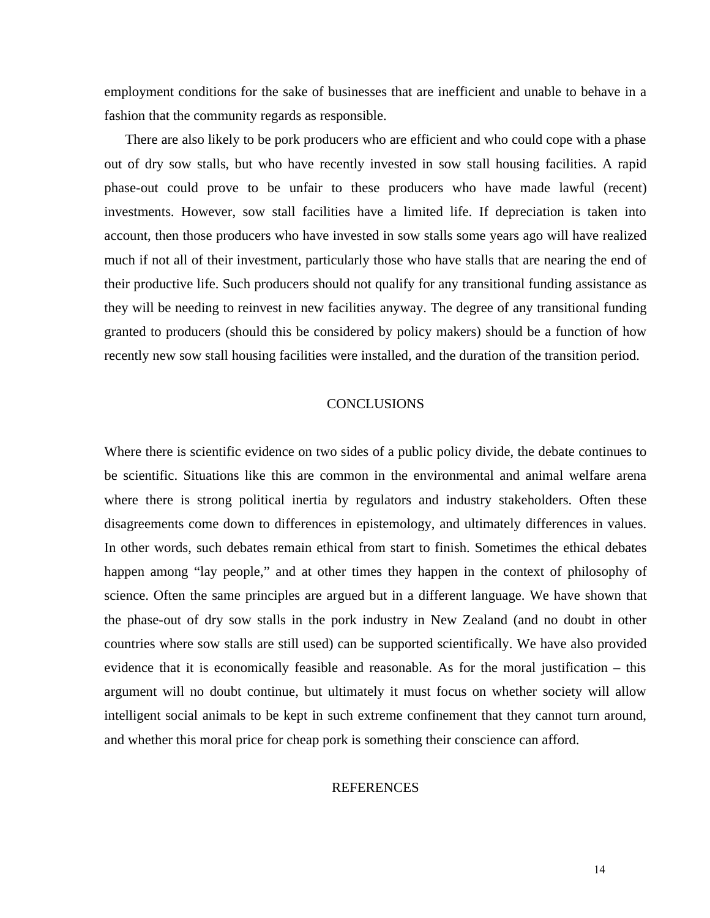employment conditions for the sake of businesses that are inefficient and unable to behave in a fashion that the community regards as responsible.

There are also likely to be pork producers who are efficient and who could cope with a phase out of dry sow stalls, but who have recently invested in sow stall housing facilities. A rapid phase-out could prove to be unfair to these producers who have made lawful (recent) investments. However, sow stall facilities have a limited life. If depreciation is taken into account, then those producers who have invested in sow stalls some years ago will have realized much if not all of their investment, particularly those who have stalls that are nearing the end of their productive life. Such producers should not qualify for any transitional funding assistance as they will be needing to reinvest in new facilities anyway. The degree of any transitional funding granted to producers (should this be considered by policy makers) should be a function of how recently new sow stall housing facilities were installed, and the duration of the transition period.

## CONCLUSIONS

Where there is scientific evidence on two sides of a public policy divide, the debate continues to be scientific. Situations like this are common in the environmental and animal welfare arena where there is strong political inertia by regulators and industry stakeholders. Often these disagreements come down to differences in epistemology, and ultimately differences in values. In other words, such debates remain ethical from start to finish. Sometimes the ethical debates happen among "lay people," and at other times they happen in the context of philosophy of science. Often the same principles are argued but in a different language. We have shown that the phase-out of dry sow stalls in the pork industry in New Zealand (and no doubt in other countries where sow stalls are still used) can be supported scientifically. We have also provided evidence that it is economically feasible and reasonable. As for the moral justification – this argument will no doubt continue, but ultimately it must focus on whether society will allow intelligent social animals to be kept in such extreme confinement that they cannot turn around, and whether this moral price for cheap pork is something their conscience can afford.

## REFERENCES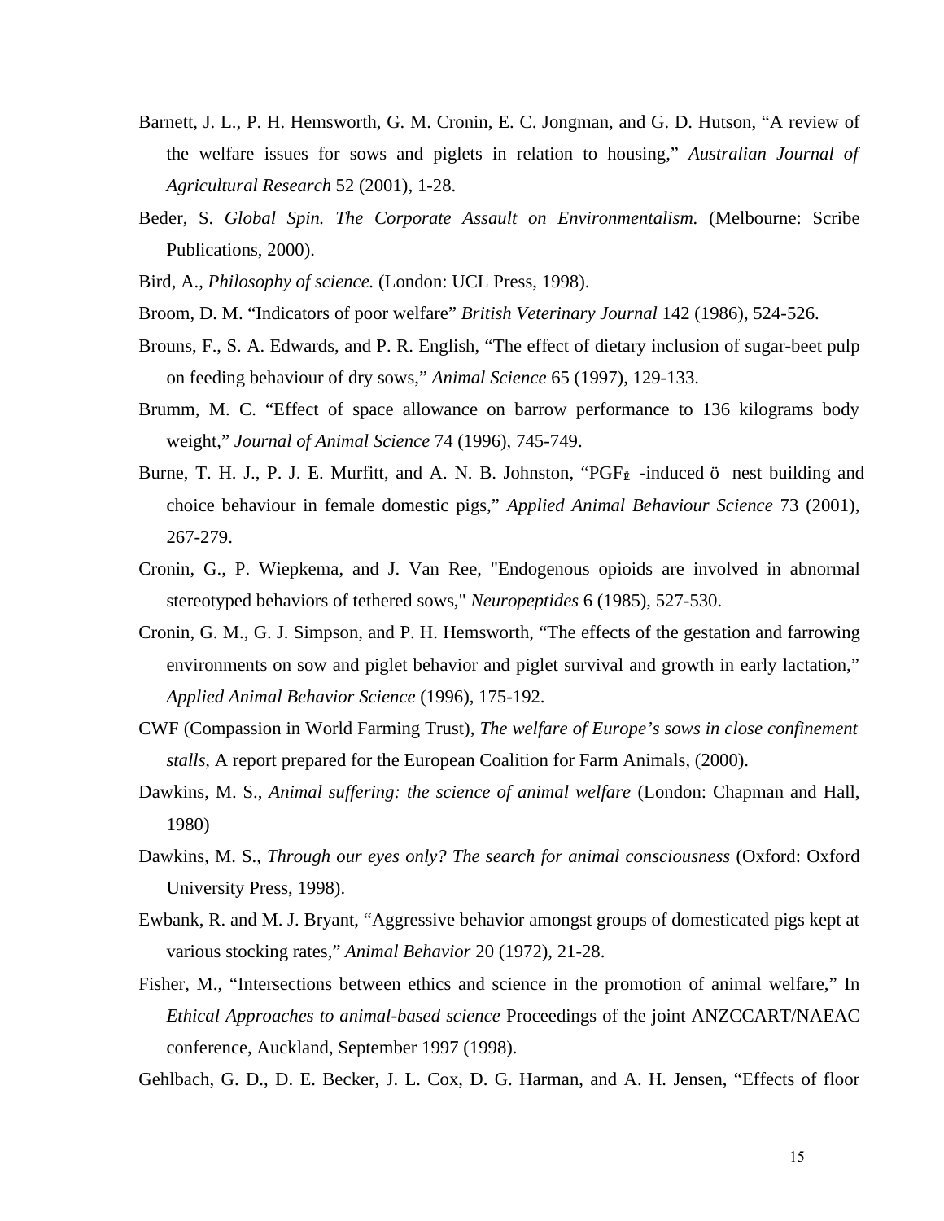Barnett, J. L., P. H. Hemsworth, G. M. Cronin, E. C. Jongman, and G. D. Hutson, "A review of the welfare issues for sows and piglets in relation to housing," *Australian Journal of Agricultural Research* 52 (2001), 1-28.

Beder, S. *Global Spin. The Corporate Assault on Environmentalism.* (Melbourne: Scribe Publications, 2000).

Bird, A., *Philosophy of science.* (London: UCL Press, 1998).

Broom, D. M. "Indicators of poor welfare" *British Veterinary Journal* 142 (1986), 524-526.

Brouns, F., S. A. Edwards, and P. R. English, "The effect of dietary inclusion of sugar-beet pulp on feeding behaviour of dry sows," *Animal Science* 65 (1997), 129-133.

Brumm, M. C. "Effect of space allowance on barrow performance to 136 kilograms body weight," *Journal of Animal Science* 74 (1996), 745-749.

Burne, T. H. J., P. J. E. Murfitt, and A. N. B. Johnston, "PGF$_{2}$ -induced ö nest building and choice behaviour in female domestic pigs," *Applied Animal Behaviour Science* 73 (2001), 267-279.

Cronin, G., P. Wiepkema, and J. Van Ree, "Endogenous opioids are involved in abnormal stereotyped behaviors of tethered sows," *Neuropeptides* 6 (1985), 527-530.

Cronin, G. M., G. J. Simpson, and P. H. Hemsworth, "The effects of the gestation and farrowing environments on sow and piglet behavior and piglet survival and growth in early lactation," *Applied Animal Behavior Science* (1996), 175-192.

CWF (Compassion in World Farming Trust), *The welfare of Europe's sows in close confinement stalls,* A report prepared for the European Coalition for Farm Animals, (2000).

Dawkins, M. S., *Animal suffering: the science of animal welfare* (London: Chapman and Hall, 1980)

Dawkins, M. S., *Through our eyes only? The search for animal consciousness* (Oxford: Oxford University Press, 1998).

Ewbank, R. and M. J. Bryant, "Aggressive behavior amongst groups of domesticated pigs kept at various stocking rates," *Animal Behavior* 20 (1972), 21-28.

Fisher, M., "Intersections between ethics and science in the promotion of animal welfare," In *Ethical Approaches to animal-based science* Proceedings of the joint ANZCCART/NAEAC conference, Auckland, September 1997 (1998).

Gehlbach, G. D., D. E. Becker, J. L. Cox, D. G. Harman, and A. H. Jensen, "Effects of floor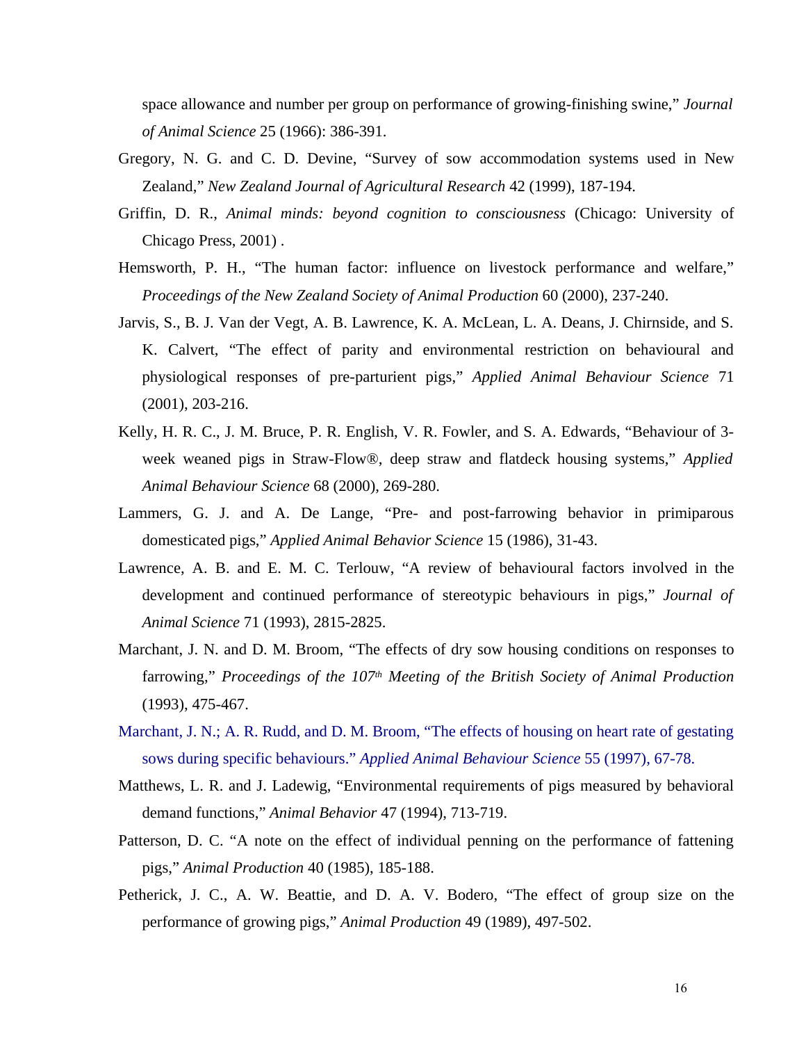space allowance and number per group on performance of growing-finishing swine," *Journal of Animal Science* 25 (1966): 386-391.

Gregory, N. G. and C. D. Devine, "Survey of sow accommodation systems used in New Zealand," *New Zealand Journal of Agricultural Research* 42 (1999), 187-194.

Griffin, D. R., *Animal minds: beyond cognition to consciousness* (Chicago: University of Chicago Press, 2001) .

Hemsworth, P. H., "The human factor: influence on livestock performance and welfare," *Proceedings of the New Zealand Society of Animal Production* 60 (2000), 237-240.

Jarvis, S., B. J. Van der Vegt, A. B. Lawrence, K. A. McLean, L. A. Deans, J. Chirnside, and S. K. Calvert, "The effect of parity and environmental restriction on behavioural and physiological responses of pre-parturient pigs," *Applied Animal Behaviour Science* 71 (2001), 203-216.

Kelly, H. R. C., J. M. Bruce, P. R. English, V. R. Fowler, and S. A. Edwards, "Behaviour of 3-week weaned pigs in Straw-Flow®, deep straw and flatdeck housing systems," *Applied Animal Behaviour Science* 68 (2000), 269-280.

Lammers, G. J. and A. De Lange, "Pre- and post-farrowing behavior in primiparous domesticated pigs," *Applied Animal Behavior Science* 15 (1986), 31-43.

Lawrence, A. B. and E. M. C. Terlouw, "A review of behavioural factors involved in the development and continued performance of stereotypic behaviours in pigs," *Journal of Animal Science* 71 (1993), 2815-2825.

Marchant, J. N. and D. M. Broom, "The effects of dry sow housing conditions on responses to farrowing," *Proceedings of the 107th Meeting of the British Society of Animal Production* (1993), 475-467.

Marchant, J. N.; A. R. Rudd, and D. M. Broom, "The effects of housing on heart rate of gestating sows during specific behaviours." *Applied Animal Behaviour Science* 55 (1997), 67-78.

Matthews, L. R. and J. Ladewig, "Environmental requirements of pigs measured by behavioral demand functions," *Animal Behavior* 47 (1994), 713-719.

Patterson, D. C. "A note on the effect of individual penning on the performance of fattening pigs," *Animal Production* 40 (1985), 185-188.

Petherick, J. C., A. W. Beattie, and D. A. V. Bodero, "The effect of group size on the performance of growing pigs," *Animal Production* 49 (1989), 497-502.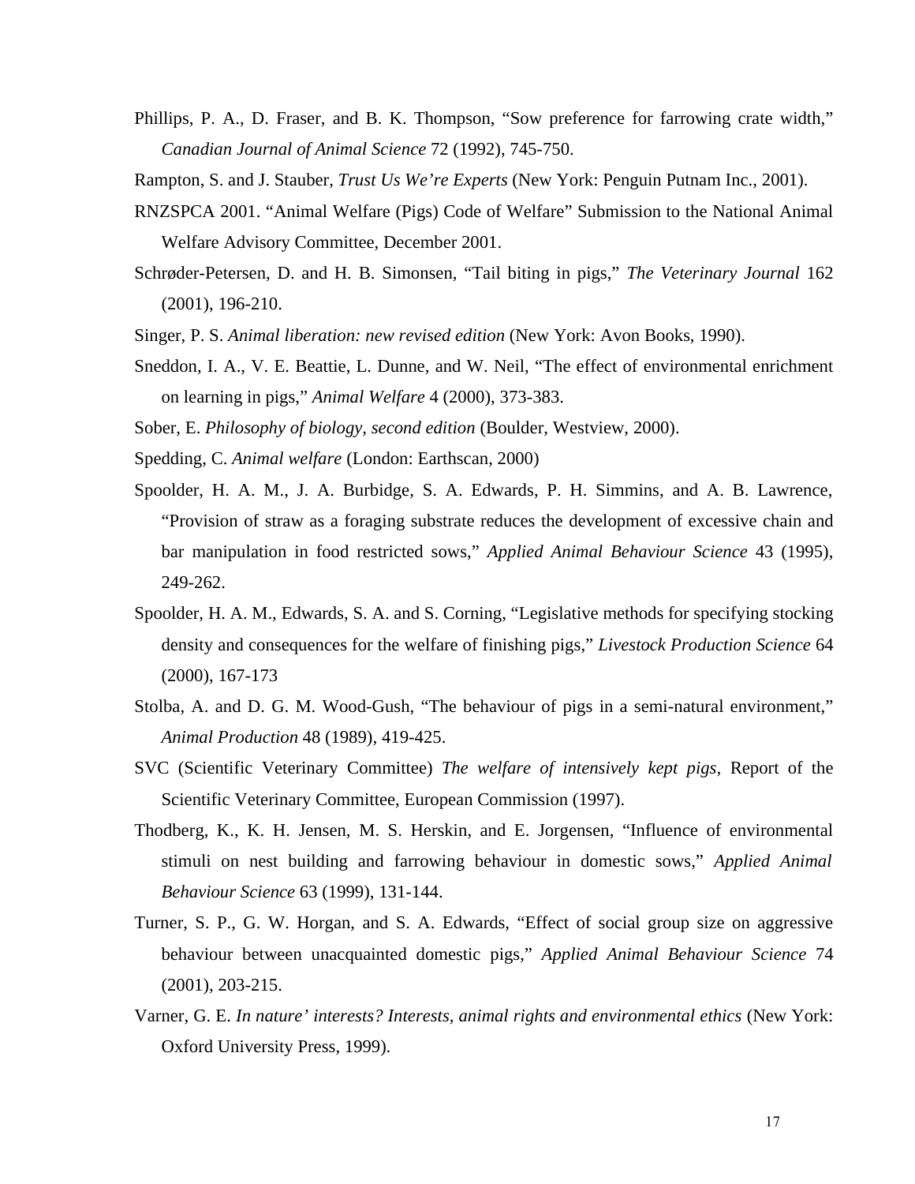Phillips, P. A., D. Fraser, and B. K. Thompson, "Sow preference for farrowing crate width," *Canadian Journal of Animal Science* 72 (1992), 745-750.

Rampton, S. and J. Stauber, *Trust Us We're Experts* (New York: Penguin Putnam Inc., 2001).

RNZSPCA 2001. "Animal Welfare (Pigs) Code of Welfare" Submission to the National Animal Welfare Advisory Committee, December 2001.

Schrøder-Petersen, D. and H. B. Simonsen, "Tail biting in pigs," *The Veterinary Journal* 162 (2001), 196-210.

Singer, P. S. *Animal liberation: new revised edition* (New York: Avon Books, 1990).

Sneddon, I. A., V. E. Beattie, L. Dunne, and W. Neil, "The effect of environmental enrichment on learning in pigs," *Animal Welfare* 4 (2000), 373-383.

Sober, E. *Philosophy of biology, second edition* (Boulder, Westview, 2000).

Spedding, C. *Animal welfare* (London: Earthscan, 2000)

Spoolder, H. A. M., J. A. Burbidge, S. A. Edwards, P. H. Simmins, and A. B. Lawrence, "Provision of straw as a foraging substrate reduces the development of excessive chain and bar manipulation in food restricted sows," *Applied Animal Behaviour Science* 43 (1995), 249-262.

Spoolder, H. A. M., Edwards, S. A. and S. Corning, "Legislative methods for specifying stocking density and consequences for the welfare of finishing pigs," *Livestock Production Science* 64 (2000), 167-173

Stolba, A. and D. G. M. Wood-Gush, "The behaviour of pigs in a semi-natural environment," *Animal Production* 48 (1989), 419-425.

SVC (Scientific Veterinary Committee) *The welfare of intensively kept pigs*, Report of the Scientific Veterinary Committee, European Commission (1997).

Thodberg, K., K. H. Jensen, M. S. Herskin, and E. Jorgensen, "Influence of environmental stimuli on nest building and farrowing behaviour in domestic sows," *Applied Animal Behaviour Science* 63 (1999), 131-144.

Turner, S. P., G. W. Horgan, and S. A. Edwards, "Effect of social group size on aggressive behaviour between unacquainted domestic pigs," *Applied Animal Behaviour Science* 74 (2001), 203-215.

Varner, G. E. *In nature' interests? Interests, animal rights and environmental ethics* (New York: Oxford University Press, 1999).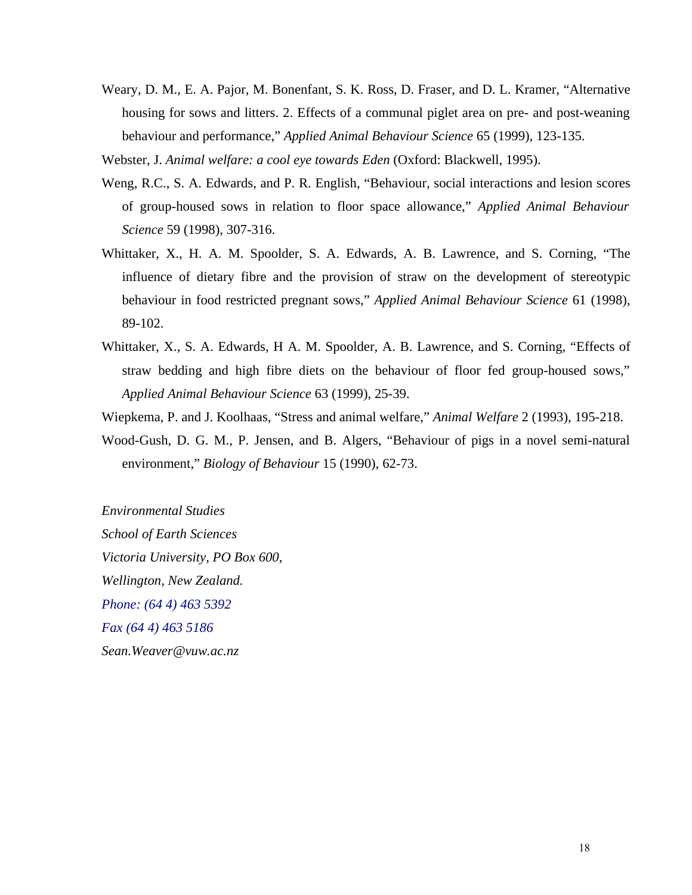Weary, D. M., E. A. Pajor, M. Bonenfant, S. K. Ross, D. Fraser, and D. L. Kramer, "Alternative housing for sows and litters. 2. Effects of a communal piglet area on pre- and post-weaning behaviour and performance," *Applied Animal Behaviour Science* 65 (1999), 123-135.

Webster, J. *Animal welfare: a cool eye towards Eden* (Oxford: Blackwell, 1995).

Weng, R.C., S. A. Edwards, and P. R. English, "Behaviour, social interactions and lesion scores of group-housed sows in relation to floor space allowance," *Applied Animal Behaviour Science* 59 (1998), 307-316.

Whittaker, X., H. A. M. Spoolder, S. A. Edwards, A. B. Lawrence, and S. Corning, "The influence of dietary fibre and the provision of straw on the development of stereotypic behaviour in food restricted pregnant sows," *Applied Animal Behaviour Science* 61 (1998), 89-102.

Whittaker, X., S. A. Edwards, H A. M. Spoolder, A. B. Lawrence, and S. Corning, "Effects of straw bedding and high fibre diets on the behaviour of floor fed group-housed sows," *Applied Animal Behaviour Science* 63 (1999), 25-39.

Wiepkema, P. and J. Koolhaas, "Stress and animal welfare," *Animal Welfare* 2 (1993), 195-218.

Wood-Gush, D. G. M., P. Jensen, and B. Algers, "Behaviour of pigs in a novel semi-natural environment," *Biology of Behaviour* 15 (1990), 62-73.

*Environmental Studies*
*School of Earth Sciences*
*Victoria University, PO Box 600,*
*Wellington, New Zealand.*
*Phone: (64 4) 463 5392*
*Fax (64 4) 463 5186*
*Sean.Weaver@vuw.ac.nz*